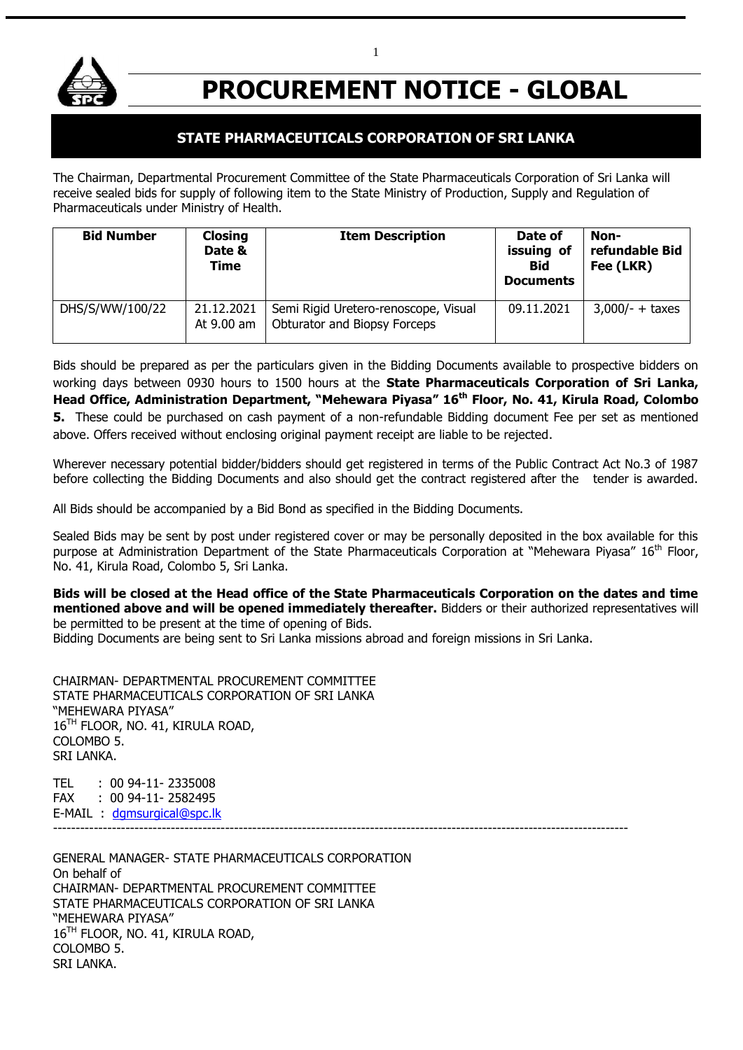# PROCUREMENT NOTICE - GLOBAL

## STATE PHARMACEUTICALS CORPORATION OF SRI LANKA

The Chairman, Departmental Procurement Committee of the State Pharmaceuticals Corporation of Sri Lanka will receive sealed bids for supply of following item to the State Ministry of Production, Supply and Regulation of Pharmaceuticals under Ministry of Health.

| Bid Number | Closing Date & Time | Item Description | Date of issuing of Bid Documents | Non-refundable Bid Fee (LKR) |
|---|---|---|---|---|
| DHS/S/WW/100/22 | 21.12.2021 At 9.00 am | Semi Rigid Uretero-renoscope, Visual Obturator and Biopsy Forceps | 09.11.2021 | 3,000/- + taxes |

Bids should be prepared as per the particulars given in the Bidding Documents available to prospective bidders on working days between 0930 hours to 1500 hours at the **State Pharmaceuticals Corporation of Sri Lanka, Head Office, Administration Department, "Mehewara Piyasa" 16th Floor, No. 41, Kirula Road, Colombo 5.** These could be purchased on cash payment of a non-refundable Bidding document Fee per set as mentioned above. Offers received without enclosing original payment receipt are liable to be rejected.

Wherever necessary potential bidder/bidders should get registered in terms of the Public Contract Act No.3 of 1987 before collecting the Bidding Documents and also should get the contract registered after the tender is awarded.

All Bids should be accompanied by a Bid Bond as specified in the Bidding Documents.

Sealed Bids may be sent by post under registered cover or may be personally deposited in the box available for this purpose at Administration Department of the State Pharmaceuticals Corporation at "Mehewara Piyasa" 16th Floor, No. 41, Kirula Road, Colombo 5, Sri Lanka.

**Bids will be closed at the Head office of the State Pharmaceuticals Corporation on the dates and time mentioned above and will be opened immediately thereafter.** Bidders or their authorized representatives will be permitted to be present at the time of opening of Bids.
Bidding Documents are being sent to Sri Lanka missions abroad and foreign missions in Sri Lanka.

CHAIRMAN- DEPARTMENTAL PROCUREMENT COMMITTEE
STATE PHARMACEUTICALS CORPORATION OF SRI LANKA
"MEHEWARA PIYASA"
16TH FLOOR, NO. 41, KIRULA ROAD,
COLOMBO 5.
SRI LANKA.

TEL : 00 94-11- 2335008
FAX : 00 94-11- 2582495
E-MAIL : dgmsurgical@spc.lk

---

GENERAL MANAGER- STATE PHARMACEUTICALS CORPORATION
On behalf of
CHAIRMAN- DEPARTMENTAL PROCUREMENT COMMITTEE
STATE PHARMACEUTICALS CORPORATION OF SRI LANKA
"MEHEWARA PIYASA"
16TH FLOOR, NO. 41, KIRULA ROAD,
COLOMBO 5.
SRI LANKA.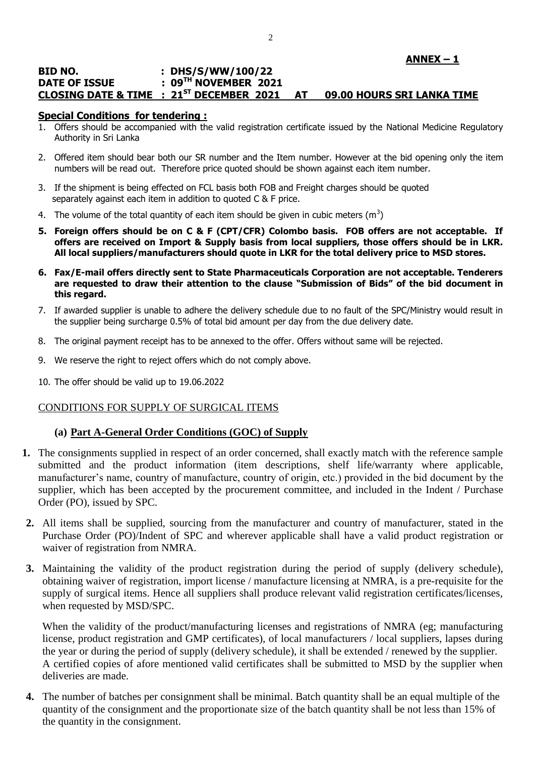**ANNEX – 1**

**BID NO. : DHS/S/WW/100/22**
**DATE OF ISSUE : 09TH NOVEMBER 2021**
**CLOSING DATE & TIME : 21ST DECEMBER 2021 AT 09.00 HOURS SRI LANKA TIME**

**Special Conditions for tendering :**

1. Offers should be accompanied with the valid registration certificate issued by the National Medicine Regulatory Authority in Sri Lanka
2. Offered item should bear both our SR number and the Item number. However at the bid opening only the item numbers will be read out. Therefore price quoted should be shown against each item number.
3. If the shipment is being effected on FCL basis both FOB and Freight charges should be quoted separately against each item in addition to quoted C & F price.
4. The volume of the total quantity of each item should be given in cubic meters ($m^3$)
5. **Foreign offers should be on C & F (CPT/CFR) Colombo basis. FOB offers are not acceptable. If offers are received on Import & Supply basis from local suppliers, those offers should be in LKR. All local suppliers/manufacturers should quote in LKR for the total delivery price to MSD stores.**
6. **Fax/E-mail offers directly sent to State Pharmaceuticals Corporation are not acceptable. Tenderers are requested to draw their attention to the clause "Submission of Bids" of the bid document in this regard.**
7. If awarded supplier is unable to adhere the delivery schedule due to no fault of the SPC/Ministry would result in the supplier being surcharge 0.5% of total bid amount per day from the due delivery date.
8. The original payment receipt has to be annexed to the offer. Offers without same will be rejected.
9. We reserve the right to reject offers which do not comply above.
10. The offer should be valid up to 19.06.2022

CONDITIONS FOR SUPPLY OF SURGICAL ITEMS

**(a) Part A-General Order Conditions (GOC) of Supply**

1. The consignments supplied in respect of an order concerned, shall exactly match with the reference sample submitted and the product information (item descriptions, shelf life/warranty where applicable, manufacturer's name, country of manufacture, country of origin, etc.) provided in the bid document by the supplier, which has been accepted by the procurement committee, and included in the Indent / Purchase Order (PO), issued by SPC.
2. All items shall be supplied, sourcing from the manufacturer and country of manufacturer, stated in the Purchase Order (PO)/Indent of SPC and wherever applicable shall have a valid product registration or waiver of registration from NMRA.
3. Maintaining the validity of the product registration during the period of supply (delivery schedule), obtaining waiver of registration, import license / manufacture licensing at NMRA, is a pre-requisite for the supply of surgical items. Hence all suppliers shall produce relevant valid registration certificates/licenses, when requested by MSD/SPC.

   When the validity of the product/manufacturing licenses and registrations of NMRA (eg; manufacturing license, product registration and GMP certificates), of local manufacturers / local suppliers, lapses during the year or during the period of supply (delivery schedule), it shall be extended / renewed by the supplier. A certified copies of afore mentioned valid certificates shall be submitted to MSD by the supplier when deliveries are made.
4. The number of batches per consignment shall be minimal. Batch quantity shall be an equal multiple of the quantity of the consignment and the proportionate size of the batch quantity shall be not less than 15% of the quantity in the consignment.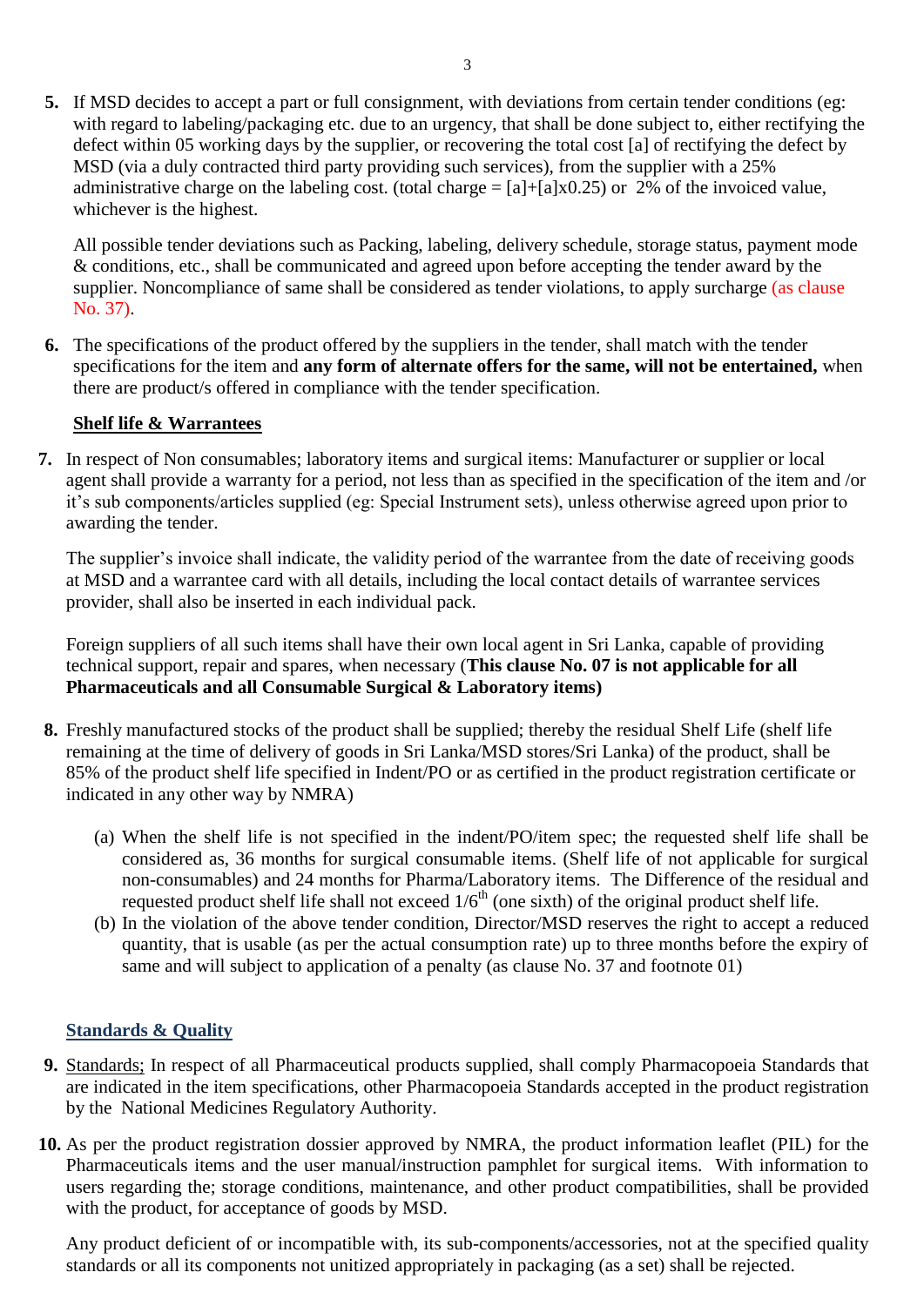5. If MSD decides to accept a part or full consignment, with deviations from certain tender conditions (eg: with regard to labeling/packaging etc. due to an urgency, that shall be done subject to, either rectifying the defect within 05 working days by the supplier, or recovering the total cost [a] of rectifying the defect by MSD (via a duly contracted third party providing such services), from the supplier with a 25% administrative charge on the labeling cost. (total charge = [a]+[a]x0.25) or 2% of the invoiced value, whichever is the highest.

   All possible tender deviations such as Packing, labeling, delivery schedule, storage status, payment mode & conditions, etc., shall be communicated and agreed upon before accepting the tender award by the supplier. Noncompliance of same shall be considered as tender violations, to apply surcharge (as clause No. 37).

6. The specifications of the product offered by the suppliers in the tender, shall match with the tender specifications for the item and **any form of alternate offers for the same, will not be entertained,** when there are product/s offered in compliance with the tender specification.

**Shelf life & Warrantees**

7. In respect of Non consumables; laboratory items and surgical items: Manufacturer or supplier or local agent shall provide a warranty for a period, not less than as specified in the specification of the item and /or it's sub components/articles supplied (eg: Special Instrument sets), unless otherwise agreed upon prior to awarding the tender.

   The supplier's invoice shall indicate, the validity period of the warrantee from the date of receiving goods at MSD and a warrantee card with all details, including the local contact details of warrantee services provider, shall also be inserted in each individual pack.

   Foreign suppliers of all such items shall have their own local agent in Sri Lanka, capable of providing technical support, repair and spares, when necessary (**This clause No. 07 is not applicable for all Pharmaceuticals and all Consumable Surgical & Laboratory items)**

8. Freshly manufactured stocks of the product shall be supplied; thereby the residual Shelf Life (shelf life remaining at the time of delivery of goods in Sri Lanka/MSD stores/Sri Lanka) of the product, shall be 85% of the product shelf life specified in Indent/PO or as certified in the product registration certificate or indicated in any other way by NMRA)

   (a) When the shelf life is not specified in the indent/PO/item spec; the requested shelf life shall be considered as, 36 months for surgical consumable items. (Shelf life of not applicable for surgical non-consumables) and 24 months for Pharma/Laboratory items. The Difference of the residual and requested product shelf life shall not exceed 1/6th (one sixth) of the original product shelf life.
   
   (b) In the violation of the above tender condition, Director/MSD reserves the right to accept a reduced quantity, that is usable (as per the actual consumption rate) up to three months before the expiry of same and will subject to application of a penalty (as clause No. 37 and footnote 01)

**Standards & Quality**

9. Standards; In respect of all Pharmaceutical products supplied, shall comply Pharmacopoeia Standards that are indicated in the item specifications, other Pharmacopoeia Standards accepted in the product registration by the National Medicines Regulatory Authority.

10. As per the product registration dossier approved by NMRA, the product information leaflet (PIL) for the Pharmaceuticals items and the user manual/instruction pamphlet for surgical items. With information to users regarding the; storage conditions, maintenance, and other product compatibilities, shall be provided with the product, for acceptance of goods by MSD.

    Any product deficient of or incompatible with, its sub-components/accessories, not at the specified quality standards or all its components not unitized appropriately in packaging (as a set) shall be rejected.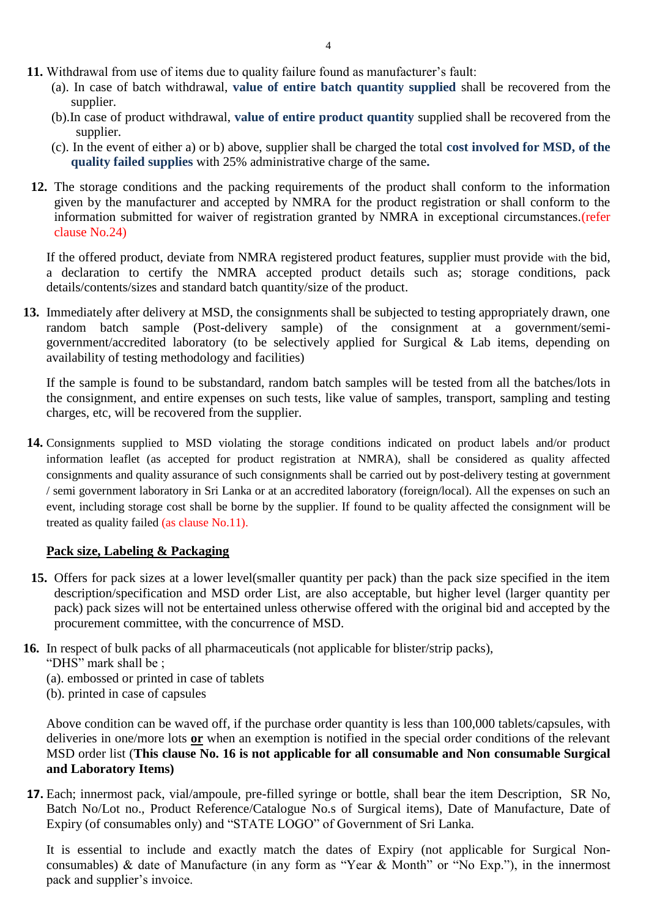**11.** Withdrawal from use of items due to quality failure found as manufacturer's fault:

(a). In case of batch withdrawal, **value of entire batch quantity supplied** shall be recovered from the supplier.

(b).In case of product withdrawal, **value of entire product quantity** supplied shall be recovered from the supplier.

(c). In the event of either a) or b) above, supplier shall be charged the total **cost involved for MSD, of the quality failed supplies** with 25% administrative charge of the same**.**

**12.** The storage conditions and the packing requirements of the product shall conform to the information given by the manufacturer and accepted by NMRA for the product registration or shall conform to the information submitted for waiver of registration granted by NMRA in exceptional circumstances.(refer clause No.24)

If the offered product, deviate from NMRA registered product features, supplier must provide with the bid, a declaration to certify the NMRA accepted product details such as; storage conditions, pack details/contents/sizes and standard batch quantity/size of the product.

**13.** Immediately after delivery at MSD, the consignments shall be subjected to testing appropriately drawn, one random batch sample (Post-delivery sample) of the consignment at a government/semi-government/accredited laboratory (to be selectively applied for Surgical & Lab items, depending on availability of testing methodology and facilities)

If the sample is found to be substandard, random batch samples will be tested from all the batches/lots in the consignment, and entire expenses on such tests, like value of samples, transport, sampling and testing charges, etc, will be recovered from the supplier.

**14.** Consignments supplied to MSD violating the storage conditions indicated on product labels and/or product information leaflet (as accepted for product registration at NMRA), shall be considered as quality affected consignments and quality assurance of such consignments shall be carried out by post-delivery testing at government / semi government laboratory in Sri Lanka or at an accredited laboratory (foreign/local). All the expenses on such an event, including storage cost shall be borne by the supplier. If found to be quality affected the consignment will be treated as quality failed (as clause No.11).

**Pack size, Labeling & Packaging**

**15.** Offers for pack sizes at a lower level(smaller quantity per pack) than the pack size specified in the item description/specification and MSD order List, are also acceptable, but higher level (larger quantity per pack) pack sizes will not be entertained unless otherwise offered with the original bid and accepted by the procurement committee, with the concurrence of MSD.

**16.** In respect of bulk packs of all pharmaceuticals (not applicable for blister/strip packs), "DHS" mark shall be ;

(a). embossed or printed in case of tablets

(b). printed in case of capsules

Above condition can be waved off, if the purchase order quantity is less than 100,000 tablets/capsules, with deliveries in one/more lots **or** when an exemption is notified in the special order conditions of the relevant MSD order list (**This clause No. 16 is not applicable for all consumable and Non consumable Surgical and Laboratory Items)**

**17.** Each; innermost pack, vial/ampoule, pre-filled syringe or bottle, shall bear the item Description, SR No, Batch No/Lot no., Product Reference/Catalogue No.s of Surgical items), Date of Manufacture, Date of Expiry (of consumables only) and "STATE LOGO" of Government of Sri Lanka.

It is essential to include and exactly match the dates of Expiry (not applicable for Surgical Non-consumables) & date of Manufacture (in any form as "Year & Month" or "No Exp."), in the innermost pack and supplier's invoice.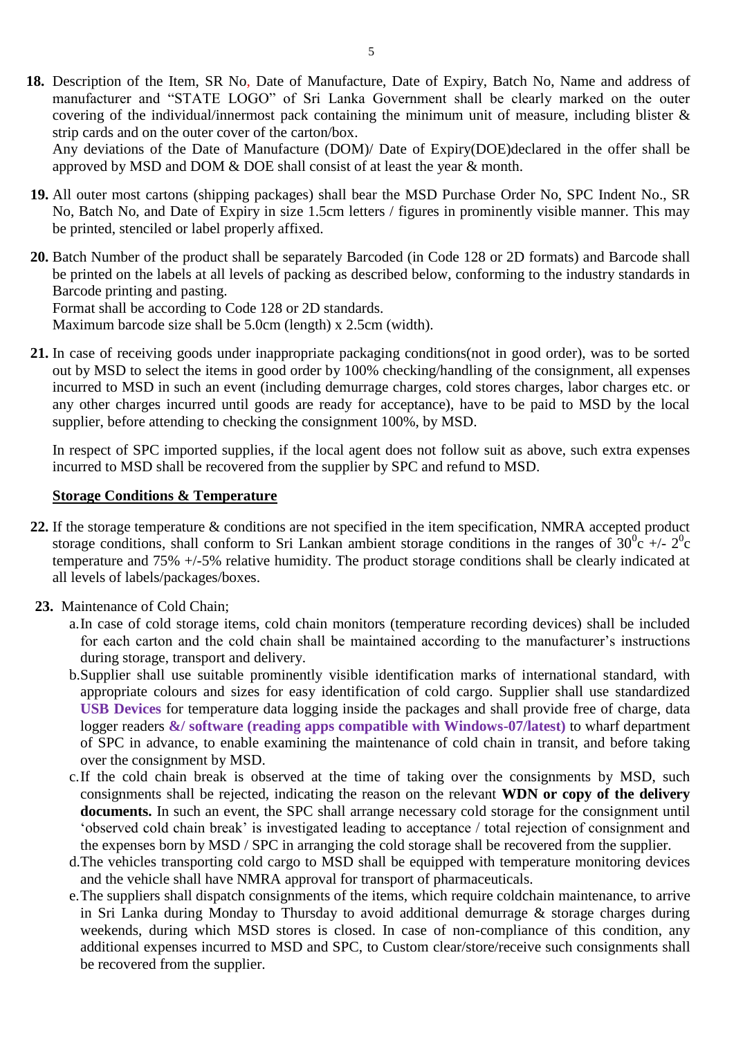**18.** Description of the Item, SR No, Date of Manufacture, Date of Expiry, Batch No, Name and address of manufacturer and "STATE LOGO" of Sri Lanka Government shall be clearly marked on the outer covering of the individual/innermost pack containing the minimum unit of measure, including blister & strip cards and on the outer cover of the carton/box.
Any deviations of the Date of Manufacture (DOM)/ Date of Expiry(DOE)declared in the offer shall be approved by MSD and DOM & DOE shall consist of at least the year & month.

**19.** All outer most cartons (shipping packages) shall bear the MSD Purchase Order No, SPC Indent No., SR No, Batch No, and Date of Expiry in size 1.5cm letters / figures in prominently visible manner. This may be printed, stenciled or label properly affixed.

**20.** Batch Number of the product shall be separately Barcoded (in Code 128 or 2D formats) and Barcode shall be printed on the labels at all levels of packing as described below, conforming to the industry standards in Barcode printing and pasting.
Format shall be according to Code 128 or 2D standards.
Maximum barcode size shall be 5.0cm (length) x 2.5cm (width).

**21.** In case of receiving goods under inappropriate packaging conditions(not in good order), was to be sorted out by MSD to select the items in good order by 100% checking/handling of the consignment, all expenses incurred to MSD in such an event (including demurrage charges, cold stores charges, labor charges etc. or any other charges incurred until goods are ready for acceptance), have to be paid to MSD by the local supplier, before attending to checking the consignment 100%, by MSD.

In respect of SPC imported supplies, if the local agent does not follow suit as above, such extra expenses incurred to MSD shall be recovered from the supplier by SPC and refund to MSD.

**Storage Conditions & Temperature**

**22.** If the storage temperature & conditions are not specified in the item specification, NMRA accepted product storage conditions, shall conform to Sri Lankan ambient storage conditions in the ranges of $30^0$c +/- $2^0$c temperature and 75% +/-5% relative humidity. The product storage conditions shall be clearly indicated at all levels of labels/packages/boxes.

**23.** Maintenance of Cold Chain;

a. In case of cold storage items, cold chain monitors (temperature recording devices) shall be included for each carton and the cold chain shall be maintained according to the manufacturer's instructions during storage, transport and delivery.

b. Supplier shall use suitable prominently visible identification marks of international standard, with appropriate colours and sizes for easy identification of cold cargo. Supplier shall use standardized **USB Devices** for temperature data logging inside the packages and shall provide free of charge, data logger readers **&/ software (reading apps compatible with Windows-07/latest)** to wharf department of SPC in advance, to enable examining the maintenance of cold chain in transit, and before taking over the consignment by MSD.

c. If the cold chain break is observed at the time of taking over the consignments by MSD, such consignments shall be rejected, indicating the reason on the relevant **WDN or copy of the delivery documents.** In such an event, the SPC shall arrange necessary cold storage for the consignment until 'observed cold chain break' is investigated leading to acceptance / total rejection of consignment and the expenses born by MSD / SPC in arranging the cold storage shall be recovered from the supplier.

d. The vehicles transporting cold cargo to MSD shall be equipped with temperature monitoring devices and the vehicle shall have NMRA approval for transport of pharmaceuticals.

e. The suppliers shall dispatch consignments of the items, which require coldchain maintenance, to arrive in Sri Lanka during Monday to Thursday to avoid additional demurrage & storage charges during weekends, during which MSD stores is closed. In case of non-compliance of this condition, any additional expenses incurred to MSD and SPC, to Custom clear/store/receive such consignments shall be recovered from the supplier.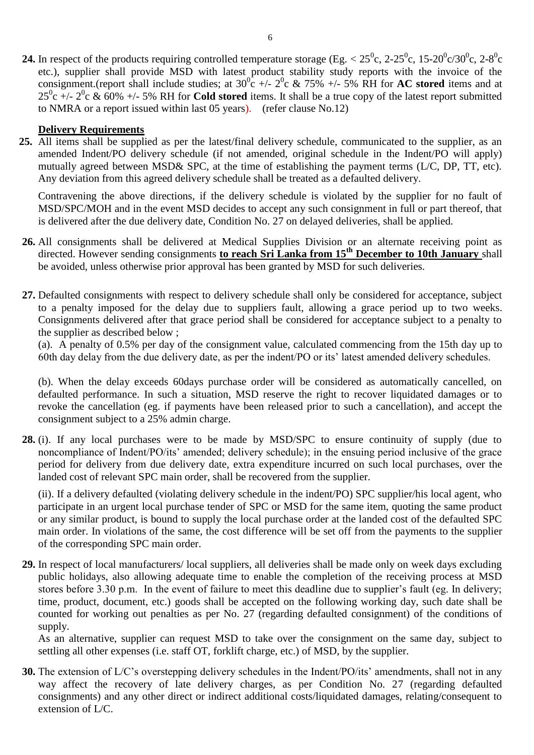**24.** In respect of the products requiring controlled temperature storage (Eg. < $25^0$c, 2-$25^0$c, 15-$20^0$c/$30^0$c, 2-$8^0$c etc.), supplier shall provide MSD with latest product stability study reports with the invoice of the consignment.(report shall include studies; at $30^0$c +/- $2^0$c & 75% +/- 5% RH for **AC stored** items and at $25^0$c +/- $2^0$c & 60% +/- 5% RH for **Cold stored** items. It shall be a true copy of the latest report submitted to NMRA or a report issued within last 05 years). (refer clause No.12)

**Delivery Requirements**

**25.** All items shall be supplied as per the latest/final delivery schedule, communicated to the supplier, as an amended Indent/PO delivery schedule (if not amended, original schedule in the Indent/PO will apply) mutually agreed between MSD& SPC, at the time of establishing the payment terms (L/C, DP, TT, etc). Any deviation from this agreed delivery schedule shall be treated as a defaulted delivery.

Contravening the above directions, if the delivery schedule is violated by the supplier for no fault of MSD/SPC/MOH and in the event MSD decides to accept any such consignment in full or part thereof, that is delivered after the due delivery date, Condition No. 27 on delayed deliveries, shall be applied.

**26.** All consignments shall be delivered at Medical Supplies Division or an alternate receiving point as directed. However sending consignments **to reach Sri Lanka from 15th December to 10th January** shall be avoided, unless otherwise prior approval has been granted by MSD for such deliveries.

**27.** Defaulted consignments with respect to delivery schedule shall only be considered for acceptance, subject to a penalty imposed for the delay due to suppliers fault, allowing a grace period up to two weeks. Consignments delivered after that grace period shall be considered for acceptance subject to a penalty to the supplier as described below ;

(a). A penalty of 0.5% per day of the consignment value, calculated commencing from the 15th day up to 60th day delay from the due delivery date, as per the indent/PO or its' latest amended delivery schedules.

(b). When the delay exceeds 60days purchase order will be considered as automatically cancelled, on defaulted performance. In such a situation, MSD reserve the right to recover liquidated damages or to revoke the cancellation (eg. if payments have been released prior to such a cancellation), and accept the consignment subject to a 25% admin charge.

**28.** (i). If any local purchases were to be made by MSD/SPC to ensure continuity of supply (due to noncompliance of Indent/PO/its' amended; delivery schedule); in the ensuing period inclusive of the grace period for delivery from due delivery date, extra expenditure incurred on such local purchases, over the landed cost of relevant SPC main order, shall be recovered from the supplier.

(ii). If a delivery defaulted (violating delivery schedule in the indent/PO) SPC supplier/his local agent, who participate in an urgent local purchase tender of SPC or MSD for the same item, quoting the same product or any similar product, is bound to supply the local purchase order at the landed cost of the defaulted SPC main order. In violations of the same, the cost difference will be set off from the payments to the supplier of the corresponding SPC main order.

**29.** In respect of local manufacturers/ local suppliers, all deliveries shall be made only on week days excluding public holidays, also allowing adequate time to enable the completion of the receiving process at MSD stores before 3.30 p.m. In the event of failure to meet this deadline due to supplier's fault (eg. In delivery; time, product, document, etc.) goods shall be accepted on the following working day, such date shall be counted for working out penalties as per No. 27 (regarding defaulted consignment) of the conditions of supply.

As an alternative, supplier can request MSD to take over the consignment on the same day, subject to settling all other expenses (i.e. staff OT, forklift charge, etc.) of MSD, by the supplier.

**30.** The extension of L/C's overstepping delivery schedules in the Indent/PO/its' amendments, shall not in any way affect the recovery of late delivery charges, as per Condition No. 27 (regarding defaulted consignments) and any other direct or indirect additional costs/liquidated damages, relating/consequent to extension of L/C.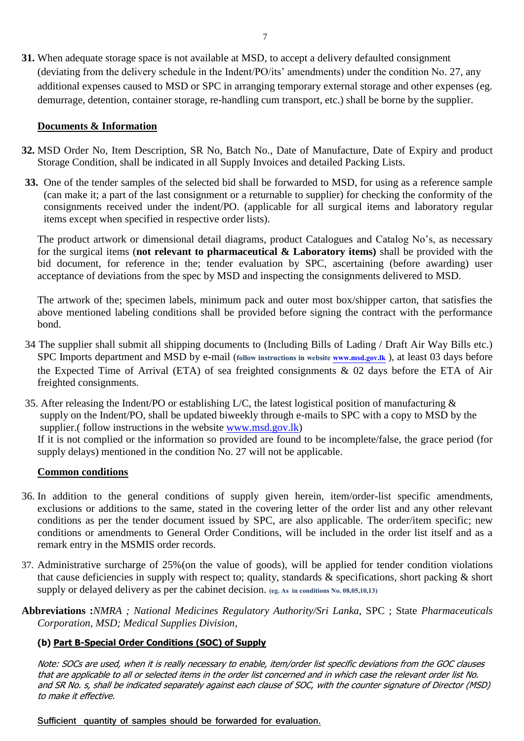**31.** When adequate storage space is not available at MSD, to accept a delivery defaulted consignment (deviating from the delivery schedule in the Indent/PO/its' amendments) under the condition No. 27, any additional expenses caused to MSD or SPC in arranging temporary external storage and other expenses (eg. demurrage, detention, container storage, re-handling cum transport, etc.) shall be borne by the supplier.

**Documents & Information**

**32.** MSD Order No, Item Description, SR No, Batch No., Date of Manufacture, Date of Expiry and product Storage Condition, shall be indicated in all Supply Invoices and detailed Packing Lists.

**33.** One of the tender samples of the selected bid shall be forwarded to MSD, for using as a reference sample (can make it; a part of the last consignment or a returnable to supplier) for checking the conformity of the consignments received under the indent/PO. (applicable for all surgical items and laboratory regular items except when specified in respective order lists).

The product artwork or dimensional detail diagrams, product Catalogues and Catalog No's, as necessary for the surgical items (**not relevant to pharmaceutical & Laboratory items)** shall be provided with the bid document, for reference in the; tender evaluation by SPC, ascertaining (before awarding) user acceptance of deviations from the spec by MSD and inspecting the consignments delivered to MSD.

The artwork of the; specimen labels, minimum pack and outer most box/shipper carton, that satisfies the above mentioned labeling conditions shall be provided before signing the contract with the performance bond.

34 The supplier shall submit all shipping documents to (Including Bills of Lading / Draft Air Way Bills etc.) SPC Imports department and MSD by e-mail (**follow instructions in website www.msd.gov.lk** ), at least 03 days before the Expected Time of Arrival (ETA) of sea freighted consignments & 02 days before the ETA of Air freighted consignments.

35. After releasing the Indent/PO or establishing L/C, the latest logistical position of manufacturing & supply on the Indent/PO, shall be updated biweekly through e-mails to SPC with a copy to MSD by the supplier.( follow instructions in the website www.msd.gov.lk)
If it is not complied or the information so provided are found to be incomplete/false, the grace period (for supply delays) mentioned in the condition No. 27 will not be applicable.

**Common conditions**

36. In addition to the general conditions of supply given herein, item/order-list specific amendments, exclusions or additions to the same, stated in the covering letter of the order list and any other relevant conditions as per the tender document issued by SPC, are also applicable. The order/item specific; new conditions or amendments to General Order Conditions, will be included in the order list itself and as a remark entry in the MSMIS order records.

37. Administrative surcharge of 25%(on the value of goods), will be applied for tender condition violations that cause deficiencies in supply with respect to; quality, standards & specifications, short packing & short supply or delayed delivery as per the cabinet decision. **(eg. As in conditions No. 08,05,10,13)**

**Abbreviations :***NMRA ; National Medicines Regulatory Authority/Sri Lanka*, SPC ; State *Pharmaceuticals Corporation, MSD; Medical Supplies Division,*

**(b) Part B-Special Order Conditions (SOC) of Supply**

*Note: SOCs are used, when it is really necessary to enable, item/order list specific deviations from the GOC clauses that are applicable to all or selected items in the order list concerned and in which case the relevant order list No. and SR No. s, shall be indicated separately against each clause of SOC, with the counter signature of Director (MSD) to make it effective.*

Sufficient quantity of samples should be forwarded for evaluation.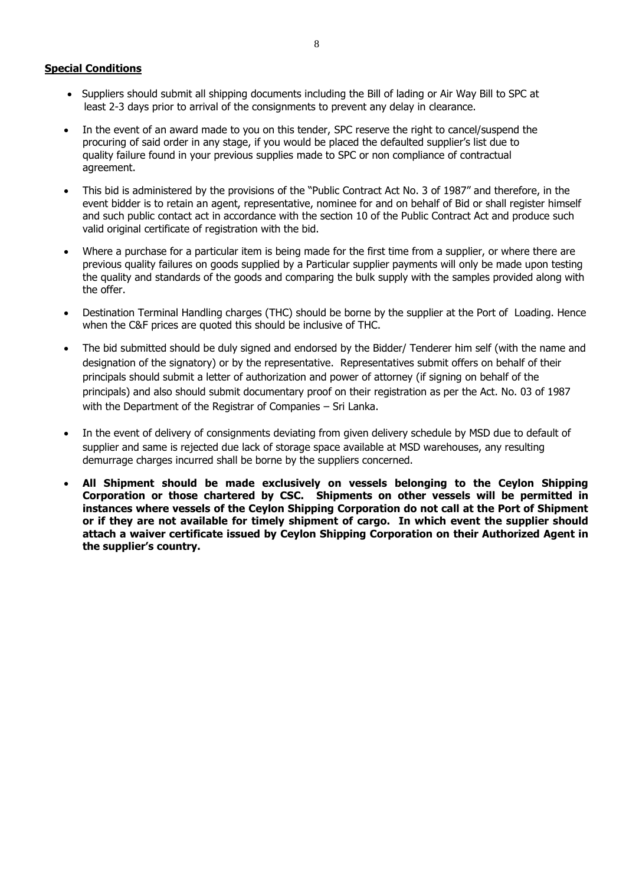**Special Conditions**

- Suppliers should submit all shipping documents including the Bill of lading or Air Way Bill to SPC at least 2-3 days prior to arrival of the consignments to prevent any delay in clearance.

- In the event of an award made to you on this tender, SPC reserve the right to cancel/suspend the procuring of said order in any stage, if you would be placed the defaulted supplier's list due to quality failure found in your previous supplies made to SPC or non compliance of contractual agreement.

- This bid is administered by the provisions of the "Public Contract Act No. 3 of 1987" and therefore, in the event bidder is to retain an agent, representative, nominee for and on behalf of Bid or shall register himself and such public contact act in accordance with the section 10 of the Public Contract Act and produce such valid original certificate of registration with the bid.

- Where a purchase for a particular item is being made for the first time from a supplier, or where there are previous quality failures on goods supplied by a Particular supplier payments will only be made upon testing the quality and standards of the goods and comparing the bulk supply with the samples provided along with the offer.

- Destination Terminal Handling charges (THC) should be borne by the supplier at the Port of Loading. Hence when the C&F prices are quoted this should be inclusive of THC.

- The bid submitted should be duly signed and endorsed by the Bidder/ Tenderer him self (with the name and designation of the signatory) or by the representative. Representatives submit offers on behalf of their principals should submit a letter of authorization and power of attorney (if signing on behalf of the principals) and also should submit documentary proof on their registration as per the Act. No. 03 of 1987 with the Department of the Registrar of Companies – Sri Lanka.

- In the event of delivery of consignments deviating from given delivery schedule by MSD due to default of supplier and same is rejected due lack of storage space available at MSD warehouses, any resulting demurrage charges incurred shall be borne by the suppliers concerned.

- **All Shipment should be made exclusively on vessels belonging to the Ceylon Shipping Corporation or those chartered by CSC. Shipments on other vessels will be permitted in instances where vessels of the Ceylon Shipping Corporation do not call at the Port of Shipment or if they are not available for timely shipment of cargo. In which event the supplier should attach a waiver certificate issued by Ceylon Shipping Corporation on their Authorized Agent in the supplier's country.**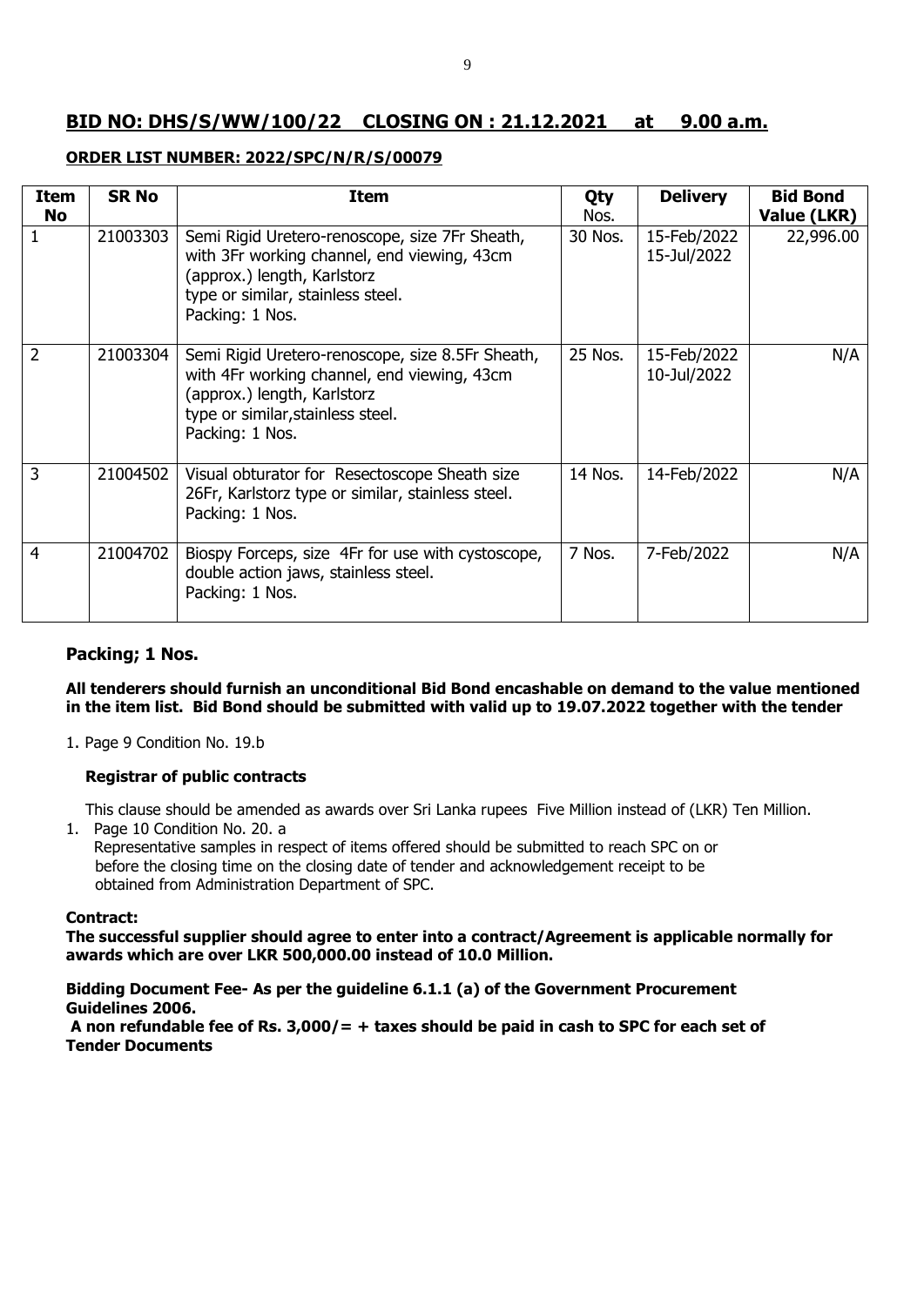## BID NO: DHS/S/WW/100/22 CLOSING ON : 21.12.2021 at 9.00 a.m.

**ORDER LIST NUMBER: 2022/SPC/N/R/S/00079**

| Item No | SR No | Item | Qty Nos. | Delivery | Bid Bond Value (LKR) |
|---|---|---|---|---|---|
| 1 | 21003303 | Semi Rigid Uretero-renoscope, size 7Fr Sheath, with 3Fr working channel, end viewing, 43cm (approx.) length, Karlstorz type or similar, stainless steel. Packing: 1 Nos. | 30 Nos. | 15-Feb/2022 15-Jul/2022 | 22,996.00 |
| 2 | 21003304 | Semi Rigid Uretero-renoscope, size 8.5Fr Sheath, with 4Fr working channel, end viewing, 43cm (approx.) length, Karlstorz type or similar,stainless steel. Packing: 1 Nos. | 25 Nos. | 15-Feb/2022 10-Jul/2022 | N/A |
| 3 | 21004502 | Visual obturator for Resectoscope Sheath size 26Fr, Karlstorz type or similar, stainless steel. Packing: 1 Nos. | 14 Nos. | 14-Feb/2022 | N/A |
| 4 | 21004702 | Biospy Forceps, size 4Fr for use with cystoscope, double action jaws, stainless steel. Packing: 1 Nos. | 7 Nos. | 7-Feb/2022 | N/A |

### Packing; 1 Nos.

**All tenderers should furnish an unconditional Bid Bond encashable on demand to the value mentioned in the item list. Bid Bond should be submitted with valid up to 19.07.2022 together with the tender**

1. Page 9 Condition No. 19.b

   **Registrar of public contracts**

   This clause should be amended as awards over Sri Lanka rupees Five Million instead of (LKR) Ten Million.

1. Page 10 Condition No. 20. a
   Representative samples in respect of items offered should be submitted to reach SPC on or before the closing time on the closing date of tender and acknowledgement receipt to be obtained from Administration Department of SPC.

**Contract:**

**The successful supplier should agree to enter into a contract/Agreement is applicable normally for awards which are over LKR 500,000.00 instead of 10.0 Million.**

**Bidding Document Fee- As per the guideline 6.1.1 (a) of the Government Procurement Guidelines 2006.**

**A non refundable fee of Rs. 3,000/= + taxes should be paid in cash to SPC for each set of Tender Documents**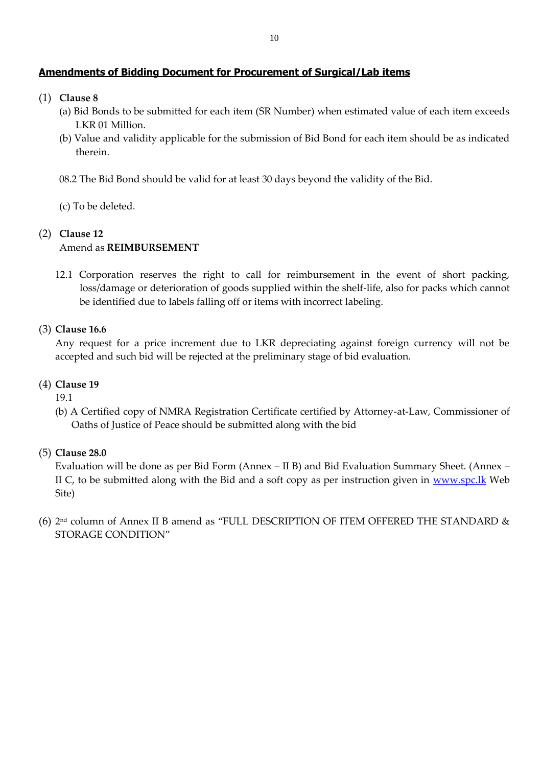## Amendments of Bidding Document for Procurement of Surgical/Lab items

(1) **Clause 8**

(a) Bid Bonds to be submitted for each item (SR Number) when estimated value of each item exceeds LKR 01 Million.

(b) Value and validity applicable for the submission of Bid Bond for each item should be as indicated therein.

08.2 The Bid Bond should be valid for at least 30 days beyond the validity of the Bid.

(c) To be deleted.

(2) **Clause 12**

Amend as **REIMBURSEMENT**

12.1 Corporation reserves the right to call for reimbursement in the event of short packing, loss/damage or deterioration of goods supplied within the shelf-life, also for packs which cannot be identified due to labels falling off or items with incorrect labeling.

(3) **Clause 16.6**

Any request for a price increment due to LKR depreciating against foreign currency will not be accepted and such bid will be rejected at the preliminary stage of bid evaluation.

(4) **Clause 19**

19.1

(b) A Certified copy of NMRA Registration Certificate certified by Attorney-at-Law, Commissioner of Oaths of Justice of Peace should be submitted along with the bid

(5) **Clause 28.0**

Evaluation will be done as per Bid Form (Annex – II B) and Bid Evaluation Summary Sheet. (Annex – II C, to be submitted along with the Bid and a soft copy as per instruction given in [www.spc.lk](http://www.spc.lk) Web Site)

(6) 2nd column of Annex II B amend as "FULL DESCRIPTION OF ITEM OFFERED THE STANDARD & STORAGE CONDITION"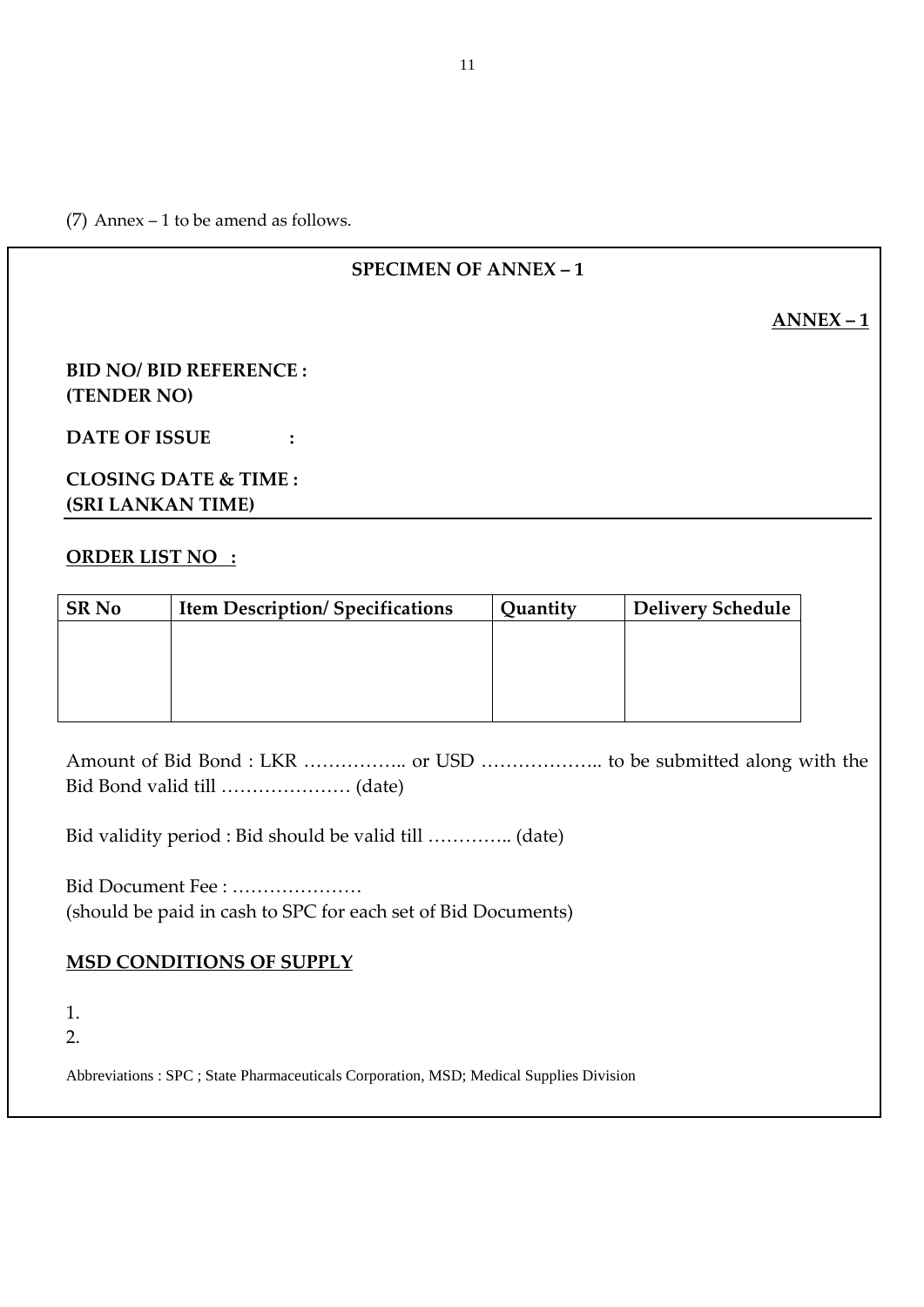(7) Annex – 1 to be amend as follows.

## SPECIMEN OF ANNEX – 1

**ANNEX – 1**

**BID NO/ BID REFERENCE :**
**(TENDER NO)**

**DATE OF ISSUE :**

**CLOSING DATE & TIME :**
**(SRI LANKAN TIME)**

---

**ORDER LIST NO :**

| SR No | Item Description/ Specifications | Quantity | Delivery Schedule |
|---|---|---|---|
| | | | |

Amount of Bid Bond : LKR …………….. or USD ……………….. to be submitted along with the Bid Bond valid till ………………… (date)

Bid validity period : Bid should be valid till ………….. (date)

Bid Document Fee : …………………
(should be paid in cash to SPC for each set of Bid Documents)

**MSD CONDITIONS OF SUPPLY**

1.
2.

Abbreviations : SPC ; State Pharmaceuticals Corporation, MSD; Medical Supplies Division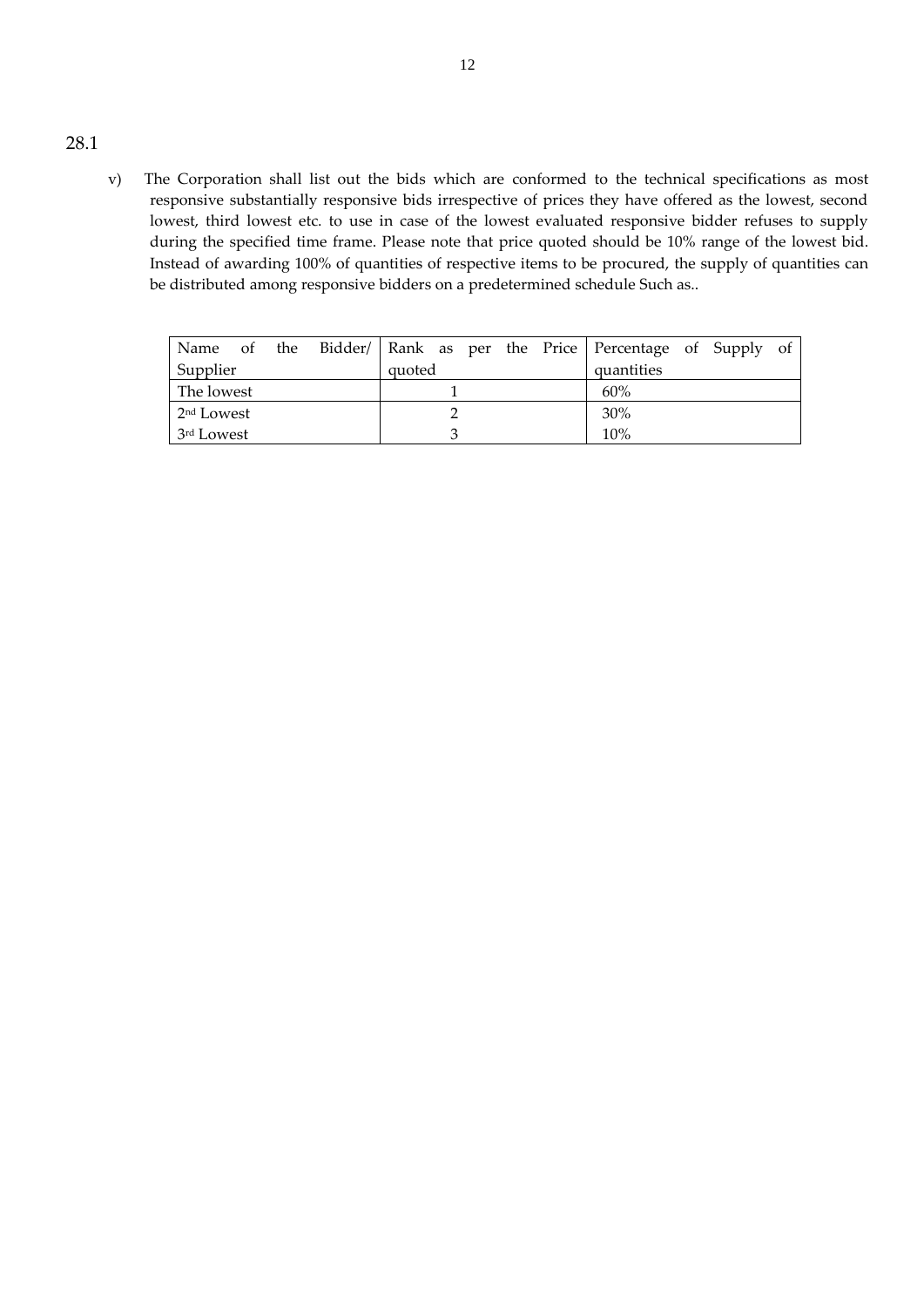28.1

v) The Corporation shall list out the bids which are conformed to the technical specifications as most responsive substantially responsive bids irrespective of prices they have offered as the lowest, second lowest, third lowest etc. to use in case of the lowest evaluated responsive bidder refuses to supply during the specified time frame. Please note that price quoted should be 10% range of the lowest bid. Instead of awarding 100% of quantities of respective items to be procured, the supply of quantities can be distributed among responsive bidders on a predetermined schedule Such as..

| Name of the Bidder/ Supplier | Rank as per the Price quoted | Percentage of Supply of quantities |
|---|---|---|
| The lowest | 1 | 60% |
| 2nd Lowest | 2 | 30% |
| 3rd Lowest | 3 | 10% |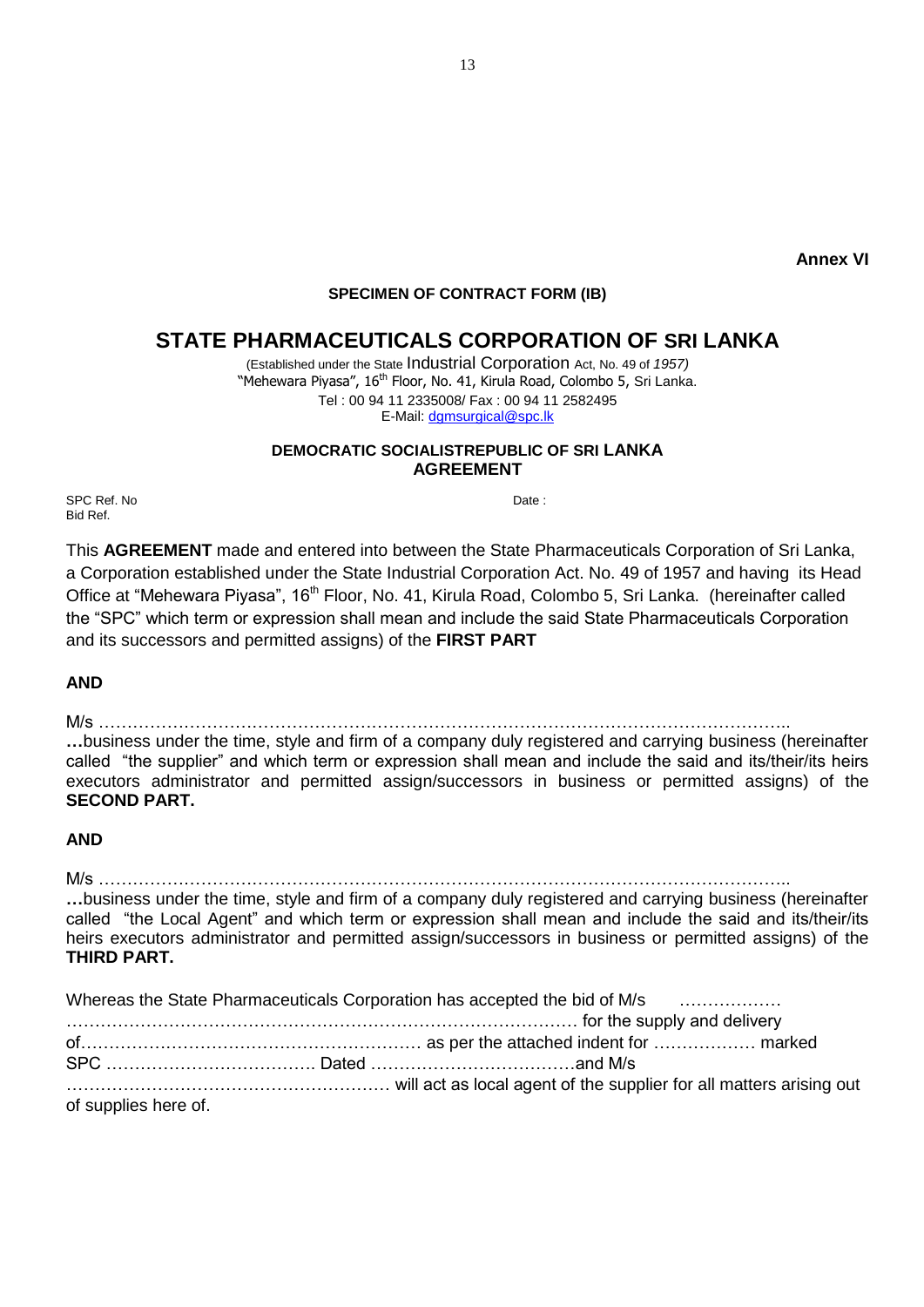**Annex VI**

**SPECIMEN OF CONTRACT FORM (IB)**

# STATE PHARMACEUTICALS CORPORATION OF SRI LANKA

(Established under the State Industrial Corporation Act, No. 49 of *1957)*
"Mehewara Piyasa", 16th Floor, No. 41, Kirula Road, Colombo 5, Sri Lanka.
Tel : 00 94 11 2335008/ Fax : 00 94 11 2582495
E-Mail: dgmsurgical@spc.lk

**DEMOCRATIC SOCIALISTREPUBLIC OF SRI LANKA**
**AGREEMENT**

SPC Ref. No Date :
Bid Ref.

This **AGREEMENT** made and entered into between the State Pharmaceuticals Corporation of Sri Lanka, a Corporation established under the State Industrial Corporation Act. No. 49 of 1957 and having its Head Office at "Mehewara Piyasa", 16th Floor, No. 41, Kirula Road, Colombo 5, Sri Lanka. (hereinafter called the "SPC" which term or expression shall mean and include the said State Pharmaceuticals Corporation and its successors and permitted assigns) of the **FIRST PART**

**AND**

M/s ……………………………………………………………………………………………………..
**…**business under the time, style and firm of a company duly registered and carrying business (hereinafter called "the supplier" and which term or expression shall mean and include the said and its/their/its heirs executors administrator and permitted assign/successors in business or permitted assigns) of the **SECOND PART.**

**AND**

M/s ……………………………………………………………………………………………………..
**…**business under the time, style and firm of a company duly registered and carrying business (hereinafter called "the Local Agent" and which term or expression shall mean and include the said and its/their/its heirs executors administrator and permitted assign/successors in business or permitted assigns) of the **THIRD PART.**

Whereas the State Pharmaceuticals Corporation has accepted the bid of M/s ……………… ……………………………………………………………………………… for the supply and delivery of…………………………………………………… as per the attached indent for ……………… marked SPC ………………………………. Dated ………………………………and M/s ………………………………………………… will act as local agent of the supplier for all matters arising out of supplies here of.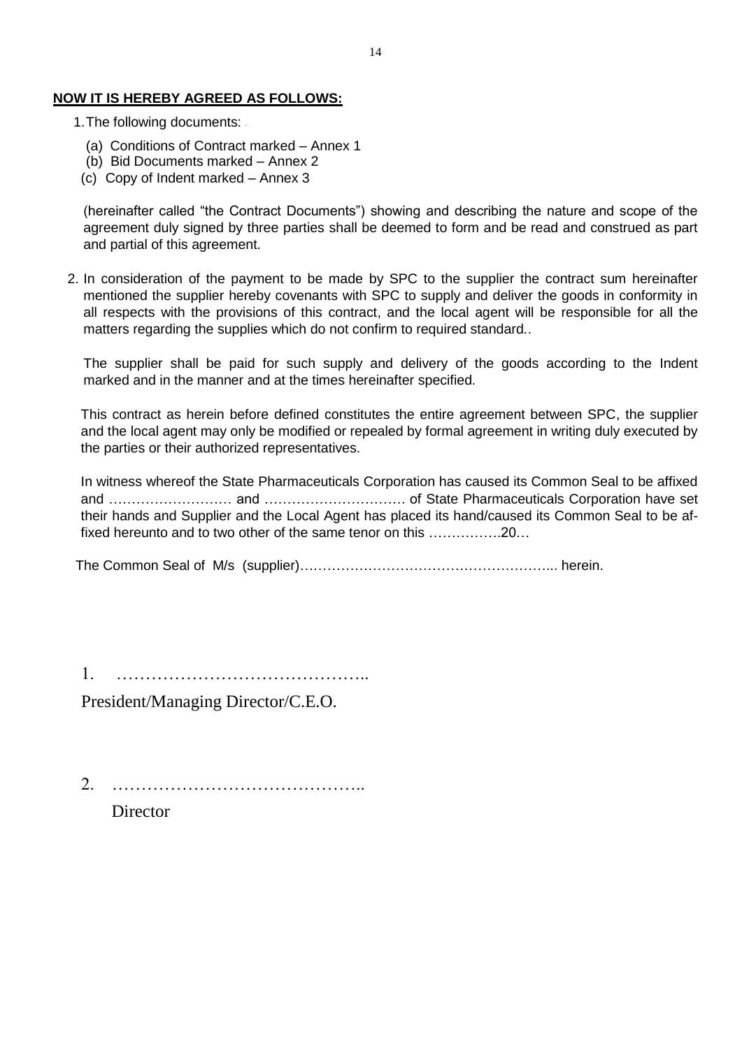**NOW IT IS HEREBY AGREED AS FOLLOWS:**

1. The following documents:

   (a) Conditions of Contract marked – Annex 1
   (b) Bid Documents marked – Annex 2
   (c) Copy of Indent marked – Annex 3

   (hereinafter called "the Contract Documents") showing and describing the nature and scope of the agreement duly signed by three parties shall be deemed to form and be read and construed as part and partial of this agreement.

2. In consideration of the payment to be made by SPC to the supplier the contract sum hereinafter mentioned the supplier hereby covenants with SPC to supply and deliver the goods in conformity in all respects with the provisions of this contract, and the local agent will be responsible for all the matters regarding the supplies which do not confirm to required standard..

   The supplier shall be paid for such supply and delivery of the goods according to the Indent marked and in the manner and at the times hereinafter specified.

   This contract as herein before defined constitutes the entire agreement between SPC, the supplier and the local agent may only be modified or repealed by formal agreement in writing duly executed by the parties or their authorized representatives.

   In witness whereof the State Pharmaceuticals Corporation has caused its Common Seal to be affixed and ……………………… and …………………………. of State Pharmaceuticals Corporation have set their hands and Supplier and the Local Agent has placed its hand/caused its Common Seal to be affixed hereunto and to two other of the same tenor on this …………….20…

   The Common Seal of M/s (supplier)……………………………………………... herein.

1. ……………………………………..

   President/Managing Director/C.E.O.

2. ……………………………………..

   Director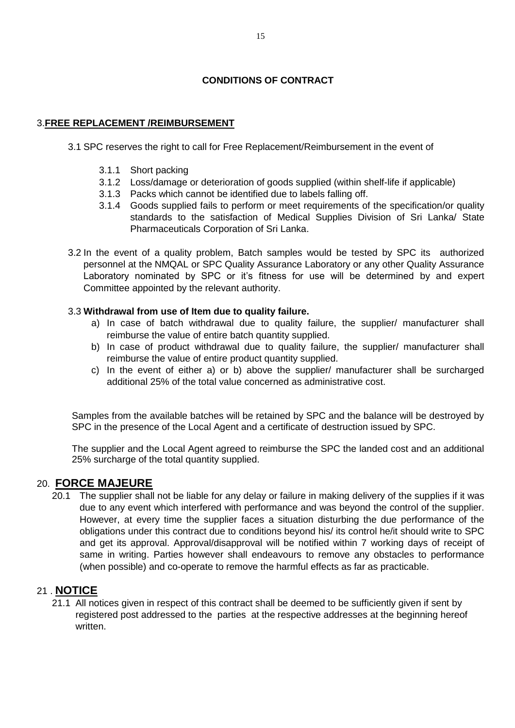## CONDITIONS OF CONTRACT

### 3. **FREE REPLACEMENT /REIMBURSEMENT**

3.1 SPC reserves the right to call for Free Replacement/Reimbursement in the event of

- 3.1.1 Short packing
- 3.1.2 Loss/damage or deterioration of goods supplied (within shelf-life if applicable)
- 3.1.3 Packs which cannot be identified due to labels falling off.
- 3.1.4 Goods supplied fails to perform or meet requirements of the specification/or quality standards to the satisfaction of Medical Supplies Division of Sri Lanka/ State Pharmaceuticals Corporation of Sri Lanka.

3.2 In the event of a quality problem, Batch samples would be tested by SPC its authorized personnel at the NMQAL or SPC Quality Assurance Laboratory or any other Quality Assurance Laboratory nominated by SPC or it's fitness for use will be determined by and expert Committee appointed by the relevant authority.

3.3 **Withdrawal from use of Item due to quality failure.**

a) In case of batch withdrawal due to quality failure, the supplier/ manufacturer shall reimburse the value of entire batch quantity supplied.

b) In case of product withdrawal due to quality failure, the supplier/ manufacturer shall reimburse the value of entire product quantity supplied.

c) In the event of either a) or b) above the supplier/ manufacturer shall be surcharged additional 25% of the total value concerned as administrative cost.

Samples from the available batches will be retained by SPC and the balance will be destroyed by SPC in the presence of the Local Agent and a certificate of destruction issued by SPC.

The supplier and the Local Agent agreed to reimburse the SPC the landed cost and an additional 25% surcharge of the total quantity supplied.

## 20. **FORCE MAJEURE**

20.1 The supplier shall not be liable for any delay or failure in making delivery of the supplies if it was due to any event which interfered with performance and was beyond the control of the supplier. However, at every time the supplier faces a situation disturbing the due performance of the obligations under this contract due to conditions beyond his/ its control he/it should write to SPC and get its approval. Approval/disapproval will be notified within 7 working days of receipt of same in writing. Parties however shall endeavours to remove any obstacles to performance (when possible) and co-operate to remove the harmful effects as far as practicable.

## 21 . **NOTICE**

21.1 All notices given in respect of this contract shall be deemed to be sufficiently given if sent by registered post addressed to the parties at the respective addresses at the beginning hereof written.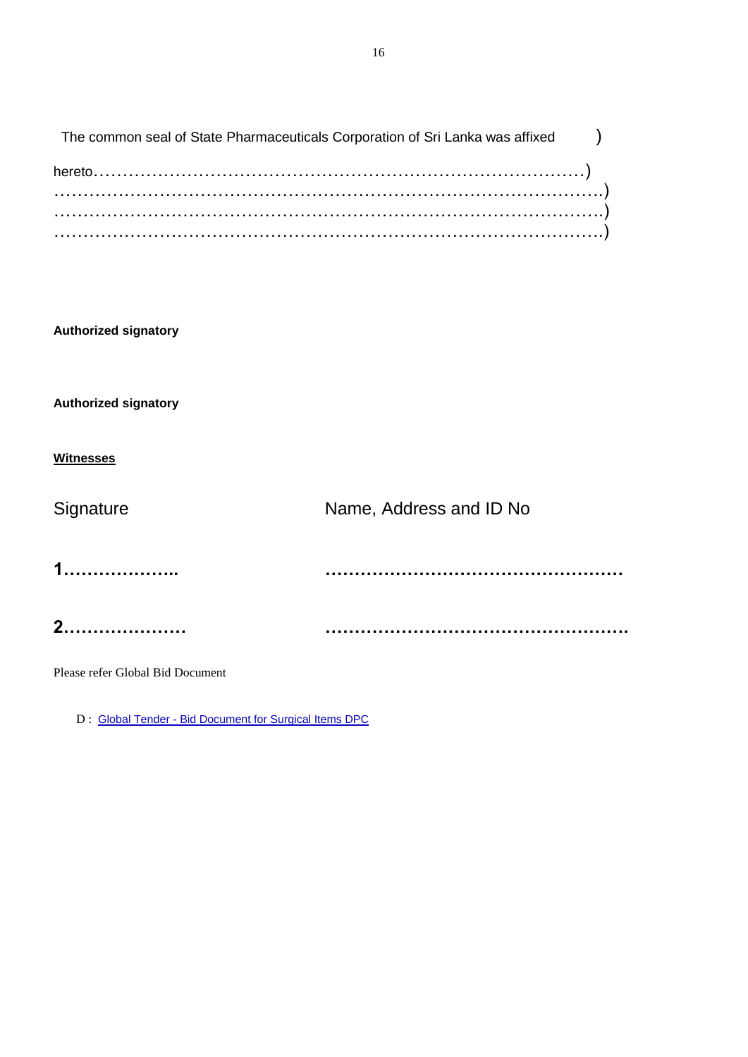The common seal of State Pharmaceuticals Corporation of Sri Lanka was affixed )

hereto……………………………………………………………………………)
…………………………………………………………………………………)
…………………………………………………………………………………)
…………………………………………………………………………………)

**Authorized signatory**

**Authorized signatory**

**<u>Witnesses</u>**

| Signature | Name, Address and ID No |
|---|---|
| **1………………..** | **……………………………………………** |
| **2…………………** | **……………………………………………..** |

Please refer Global Bid Document

D : [Global Tender - Bid Document for Surgical Items DPC]